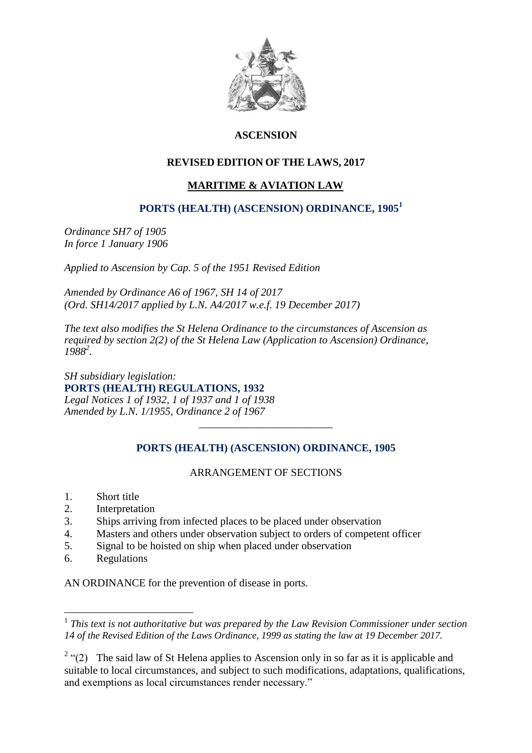# ASCENSION

## REVISED EDITION OF THE LAWS, 2017

## MARITIME & AVIATION LAW

## PORTS (HEALTH) (ASCENSION) ORDINANCE, 1905[1]

*Ordinance SH7 of 1905*
*In force 1 January 1906*

*Applied to Ascension by Cap. 5 of the 1951 Revised Edition*

*Amended by Ordinance A6 of 1967, SH 14 of 2017*
*(Ord. SH14/2017 applied by L.N. A4/2017 w.e.f. 19 December 2017)*

*The text also modifies the St Helena Ordinance to the circumstances of Ascension as required by section 2(2) of the St Helena Law (Application to Ascension) Ordinance, 1988[2].*

*SH subsidiary legislation:*
**PORTS (HEALTH) REGULATIONS, 1932**
*Legal Notices 1 of 1932, 1 of 1937 and 1 of 1938*
*Amended by L.N. 1/1955, Ordinance 2 of 1967*

---

## PORTS (HEALTH) (ASCENSION) ORDINANCE, 1905

### ARRANGEMENT OF SECTIONS

1. Short title
2. Interpretation
3. Ships arriving from infected places to be placed under observation
4. Masters and others under observation subject to orders of competent officer
5. Signal to be hoisted on ship when placed under observation
6. Regulations

AN ORDINANCE for the prevention of disease in ports.

---

[1] *This text is not authoritative but was prepared by the Law Revision Commissioner under section 14 of the Revised Edition of the Laws Ordinance, 1999 as stating the law at 19 December 2017.*

[2] "(2) The said law of St Helena applies to Ascension only in so far as it is applicable and suitable to local circumstances, and subject to such modifications, adaptations, qualifications, and exemptions as local circumstances render necessary."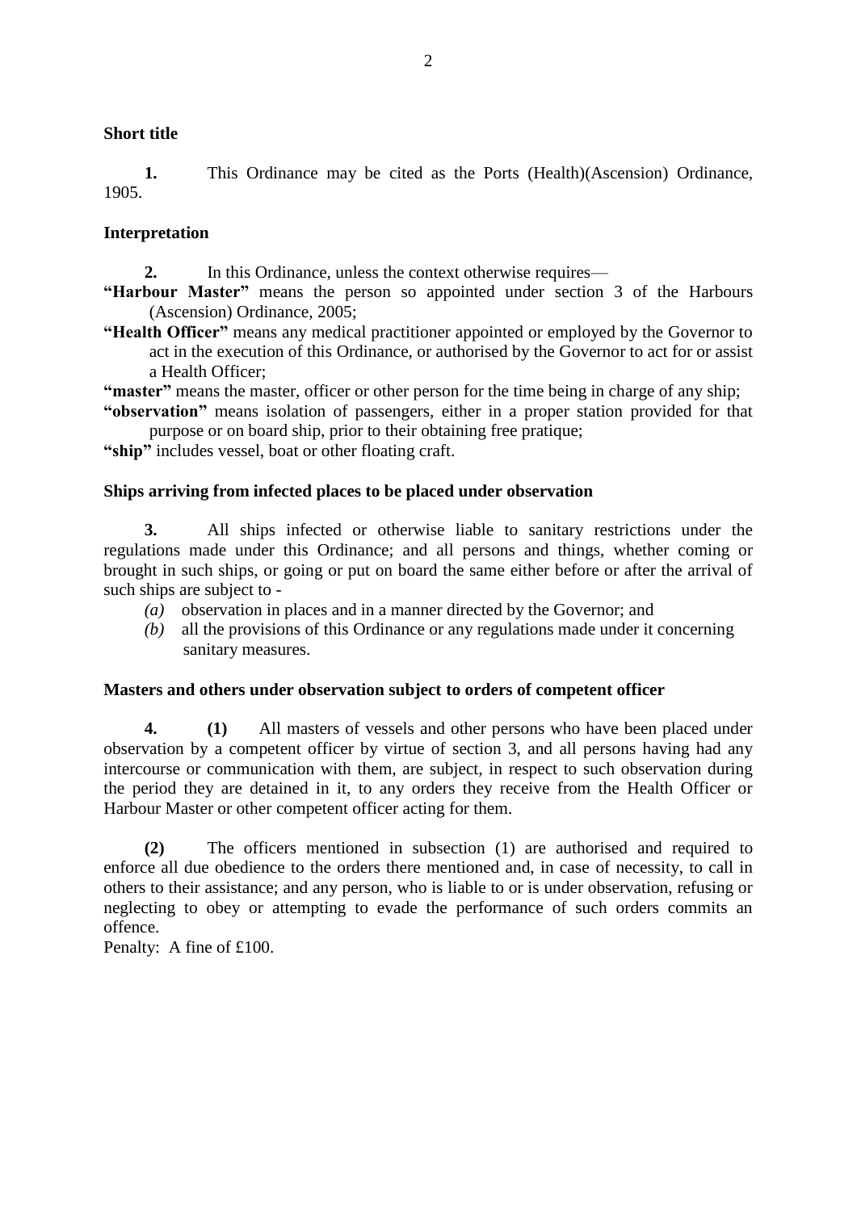**Short title**

**1.** This Ordinance may be cited as the Ports (Health)(Ascension) Ordinance, 1905.

**Interpretation**

**2.** In this Ordinance, unless the context otherwise requires—

**"Harbour Master"** means the person so appointed under section 3 of the Harbours (Ascension) Ordinance, 2005;

**"Health Officer"** means any medical practitioner appointed or employed by the Governor to act in the execution of this Ordinance, or authorised by the Governor to act for or assist a Health Officer;

**"master"** means the master, officer or other person for the time being in charge of any ship;

**"observation"** means isolation of passengers, either in a proper station provided for that purpose or on board ship, prior to their obtaining free pratique;

**"ship"** includes vessel, boat or other floating craft.

**Ships arriving from infected places to be placed under observation**

**3.** All ships infected or otherwise liable to sanitary restrictions under the regulations made under this Ordinance; and all persons and things, whether coming or brought in such ships, or going or put on board the same either before or after the arrival of such ships are subject to -

*(a)* observation in places and in a manner directed by the Governor; and

*(b)* all the provisions of this Ordinance or any regulations made under it concerning sanitary measures.

**Masters and others under observation subject to orders of competent officer**

**4.** **(1)** All masters of vessels and other persons who have been placed under observation by a competent officer by virtue of section 3, and all persons having had any intercourse or communication with them, are subject, in respect to such observation during the period they are detained in it, to any orders they receive from the Health Officer or Harbour Master or other competent officer acting for them.

**(2)** The officers mentioned in subsection (1) are authorised and required to enforce all due obedience to the orders there mentioned and, in case of necessity, to call in others to their assistance; and any person, who is liable to or is under observation, refusing or neglecting to obey or attempting to evade the performance of such orders commits an offence.

Penalty: A fine of £100.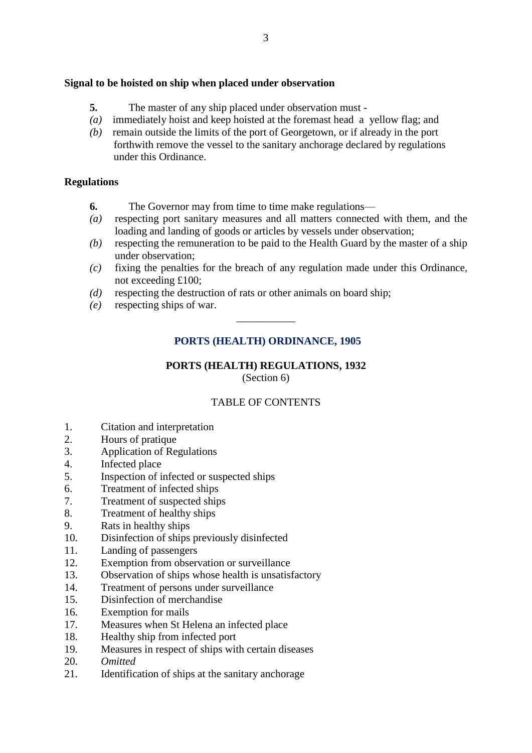**Signal to be hoisted on ship when placed under observation**

**5.** The master of any ship placed under observation must -

*(a)* immediately hoist and keep hoisted at the foremast head a yellow flag; and

*(b)* remain outside the limits of the port of Georgetown, or if already in the port forthwith remove the vessel to the sanitary anchorage declared by regulations under this Ordinance.

**Regulations**

**6.** The Governor may from time to time make regulations—

*(a)* respecting port sanitary measures and all matters connected with them, and the loading and landing of goods or articles by vessels under observation;

*(b)* respecting the remuneration to be paid to the Health Guard by the master of a ship under observation;

*(c)* fixing the penalties for the breach of any regulation made under this Ordinance, not exceeding £100;

*(d)* respecting the destruction of rats or other animals on board ship;

*(e)* respecting ships of war.

___________

## PORTS (HEALTH) ORDINANCE, 1905

### PORTS (HEALTH) REGULATIONS, 1932

(Section 6)

TABLE OF CONTENTS

1. Citation and interpretation
2. Hours of pratique
3. Application of Regulations
4. Infected place
5. Inspection of infected or suspected ships
6. Treatment of infected ships
7. Treatment of suspected ships
8. Treatment of healthy ships
9. Rats in healthy ships
10. Disinfection of ships previously disinfected
11. Landing of passengers
12. Exemption from observation or surveillance
13. Observation of ships whose health is unsatisfactory
14. Treatment of persons under surveillance
15. Disinfection of merchandise
16. Exemption for mails
17. Measures when St Helena an infected place
18. Healthy ship from infected port
19. Measures in respect of ships with certain diseases
20. *Omitted*
21. Identification of ships at the sanitary anchorage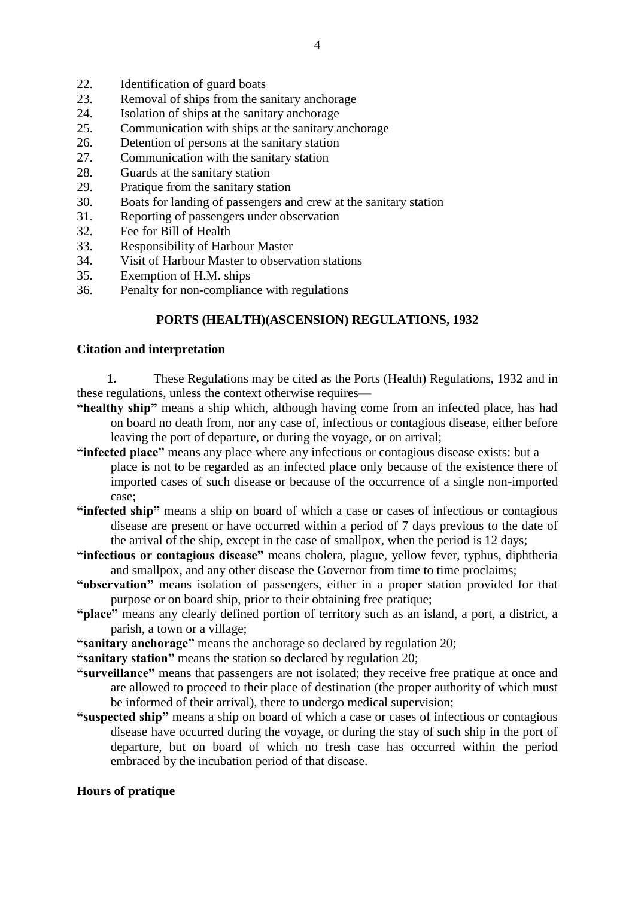22. Identification of guard boats
23. Removal of ships from the sanitary anchorage
24. Isolation of ships at the sanitary anchorage
25. Communication with ships at the sanitary anchorage
26. Detention of persons at the sanitary station
27. Communication with the sanitary station
28. Guards at the sanitary station
29. Pratique from the sanitary station
30. Boats for landing of passengers and crew at the sanitary station
31. Reporting of passengers under observation
32. Fee for Bill of Health
33. Responsibility of Harbour Master
34. Visit of Harbour Master to observation stations
35. Exemption of H.M. ships
36. Penalty for non-compliance with regulations

## PORTS (HEALTH)(ASCENSION) REGULATIONS, 1932

### Citation and interpretation

**1.** These Regulations may be cited as the Ports (Health) Regulations, 1932 and in these regulations, unless the context otherwise requires—

**"healthy ship"** means a ship which, although having come from an infected place, has had on board no death from, nor any case of, infectious or contagious disease, either before leaving the port of departure, or during the voyage, or on arrival;

**"infected place"** means any place where any infectious or contagious disease exists: but a place is not to be regarded as an infected place only because of the existence there of imported cases of such disease or because of the occurrence of a single non-imported case;

**"infected ship"** means a ship on board of which a case or cases of infectious or contagious disease are present or have occurred within a period of 7 days previous to the date of the arrival of the ship, except in the case of smallpox, when the period is 12 days;

**"infectious or contagious disease"** means cholera, plague, yellow fever, typhus, diphtheria and smallpox, and any other disease the Governor from time to time proclaims;

**"observation"** means isolation of passengers, either in a proper station provided for that purpose or on board ship, prior to their obtaining free pratique;

**"place"** means any clearly defined portion of territory such as an island, a port, a district, a parish, a town or a village;

**"sanitary anchorage"** means the anchorage so declared by regulation 20;

**"sanitary station"** means the station so declared by regulation 20;

**"surveillance"** means that passengers are not isolated; they receive free pratique at once and are allowed to proceed to their place of destination (the proper authority of which must be informed of their arrival), there to undergo medical supervision;

**"suspected ship"** means a ship on board of which a case or cases of infectious or contagious disease have occurred during the voyage, or during the stay of such ship in the port of departure, but on board of which no fresh case has occurred within the period embraced by the incubation period of that disease.

### Hours of pratique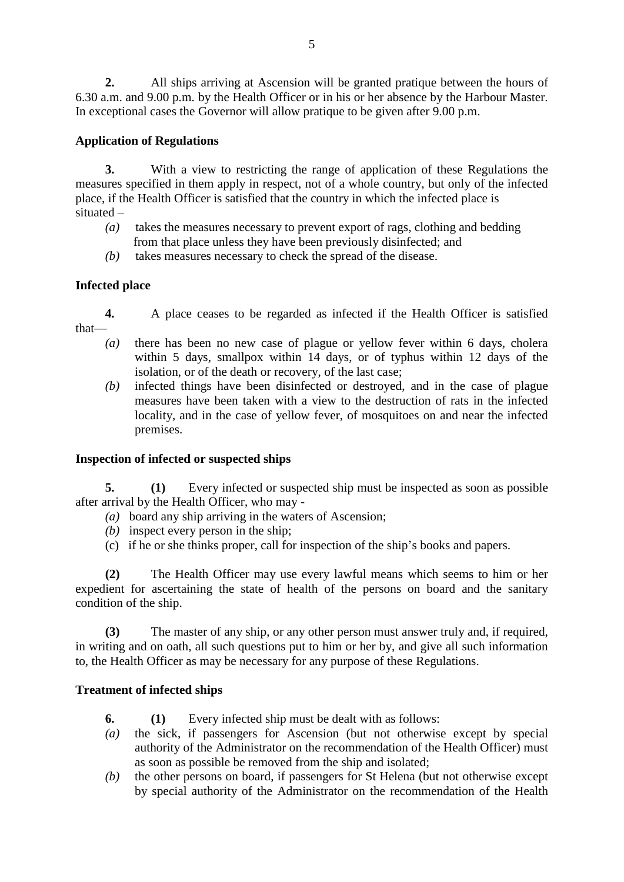**2.** All ships arriving at Ascension will be granted pratique between the hours of 6.30 a.m. and 9.00 p.m. by the Health Officer or in his or her absence by the Harbour Master. In exceptional cases the Governor will allow pratique to be given after 9.00 p.m.

**Application of Regulations**

**3.** With a view to restricting the range of application of these Regulations the measures specified in them apply in respect, not of a whole country, but only of the infected place, if the Health Officer is satisfied that the country in which the infected place is situated –

*(a)* takes the measures necessary to prevent export of rags, clothing and bedding from that place unless they have been previously disinfected; and

*(b)* takes measures necessary to check the spread of the disease.

**Infected place**

**4.** A place ceases to be regarded as infected if the Health Officer is satisfied that—

*(a)* there has been no new case of plague or yellow fever within 6 days, cholera within 5 days, smallpox within 14 days, or of typhus within 12 days of the isolation, or of the death or recovery, of the last case;

*(b)* infected things have been disinfected or destroyed, and in the case of plague measures have been taken with a view to the destruction of rats in the infected locality, and in the case of yellow fever, of mosquitoes on and near the infected premises.

**Inspection of infected or suspected ships**

**5.** **(1)** Every infected or suspected ship must be inspected as soon as possible after arrival by the Health Officer, who may -

*(a)* board any ship arriving in the waters of Ascension;

*(b)* inspect every person in the ship;

(c) if he or she thinks proper, call for inspection of the ship's books and papers.

**(2)** The Health Officer may use every lawful means which seems to him or her expedient for ascertaining the state of health of the persons on board and the sanitary condition of the ship.

**(3)** The master of any ship, or any other person must answer truly and, if required, in writing and on oath, all such questions put to him or her by, and give all such information to, the Health Officer as may be necessary for any purpose of these Regulations.

**Treatment of infected ships**

**6.** **(1)** Every infected ship must be dealt with as follows:

*(a)* the sick, if passengers for Ascension (but not otherwise except by special authority of the Administrator on the recommendation of the Health Officer) must as soon as possible be removed from the ship and isolated;

*(b)* the other persons on board, if passengers for St Helena (but not otherwise except by special authority of the Administrator on the recommendation of the Health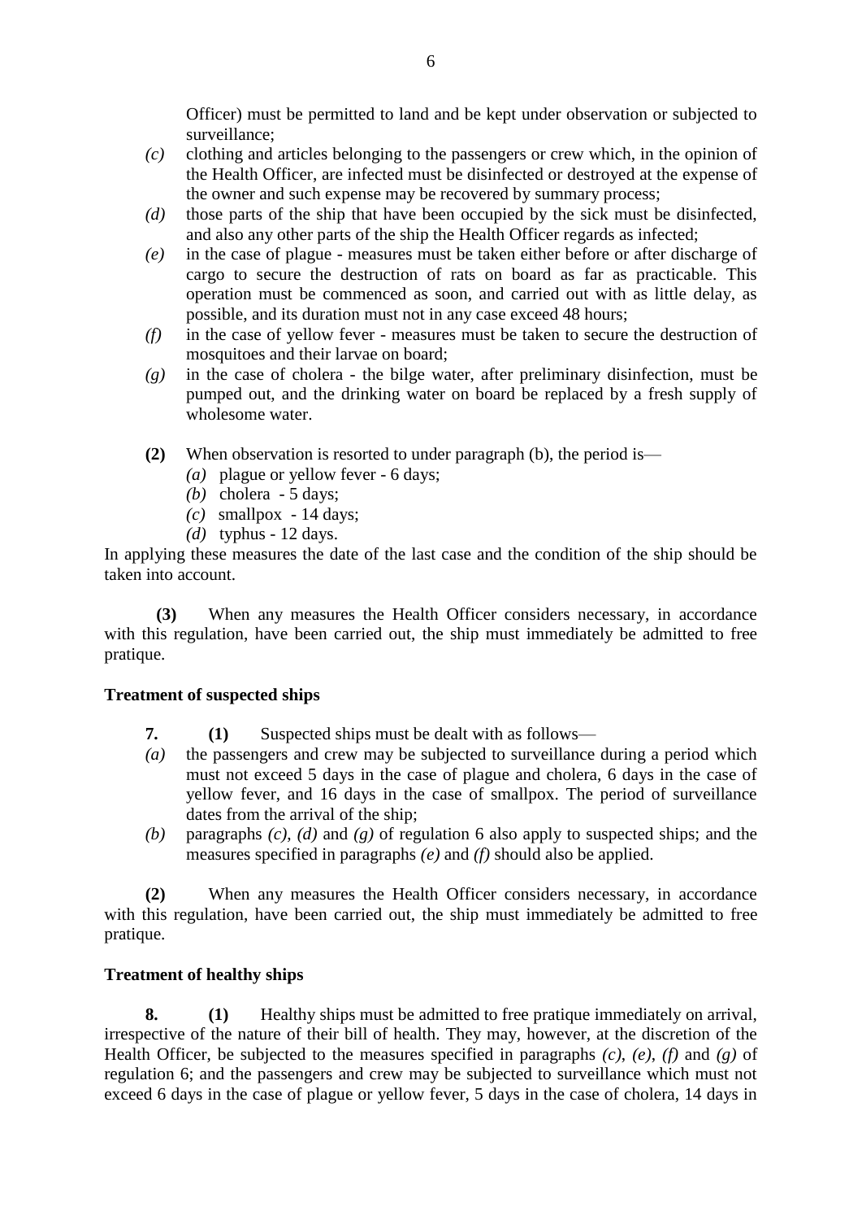Officer) must be permitted to land and be kept under observation or subjected to surveillance;

*(c)* clothing and articles belonging to the passengers or crew which, in the opinion of the Health Officer, are infected must be disinfected or destroyed at the expense of the owner and such expense may be recovered by summary process;

*(d)* those parts of the ship that have been occupied by the sick must be disinfected, and also any other parts of the ship the Health Officer regards as infected;

*(e)* in the case of plague - measures must be taken either before or after discharge of cargo to secure the destruction of rats on board as far as practicable. This operation must be commenced as soon, and carried out with as little delay, as possible, and its duration must not in any case exceed 48 hours;

*(f)* in the case of yellow fever - measures must be taken to secure the destruction of mosquitoes and their larvae on board;

*(g)* in the case of cholera - the bilge water, after preliminary disinfection, must be pumped out, and the drinking water on board be replaced by a fresh supply of wholesome water.

**(2)** When observation is resorted to under paragraph (b), the period is—

*(a)* plague or yellow fever - 6 days;

*(b)* cholera - 5 days;

*(c)* smallpox - 14 days;

*(d)* typhus - 12 days.

In applying these measures the date of the last case and the condition of the ship should be taken into account.

**(3)** When any measures the Health Officer considers necessary, in accordance with this regulation, have been carried out, the ship must immediately be admitted to free pratique.

**Treatment of suspected ships**

**7.** **(1)** Suspected ships must be dealt with as follows—

*(a)* the passengers and crew may be subjected to surveillance during a period which must not exceed 5 days in the case of plague and cholera, 6 days in the case of yellow fever, and 16 days in the case of smallpox. The period of surveillance dates from the arrival of the ship;

*(b)* paragraphs *(c)*, *(d)* and *(g)* of regulation 6 also apply to suspected ships; and the measures specified in paragraphs *(e)* and *(f)* should also be applied.

**(2)** When any measures the Health Officer considers necessary, in accordance with this regulation, have been carried out, the ship must immediately be admitted to free pratique.

**Treatment of healthy ships**

**8.** **(1)** Healthy ships must be admitted to free pratique immediately on arrival, irrespective of the nature of their bill of health. They may, however, at the discretion of the Health Officer, be subjected to the measures specified in paragraphs *(c)*, *(e)*, *(f)* and *(g)* of regulation 6; and the passengers and crew may be subjected to surveillance which must not exceed 6 days in the case of plague or yellow fever, 5 days in the case of cholera, 14 days in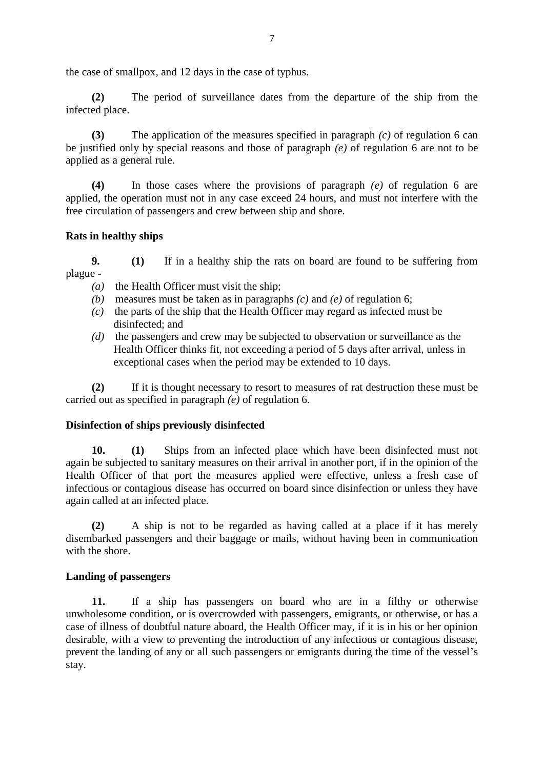the case of smallpox, and 12 days in the case of typhus.

**(2)** The period of surveillance dates from the departure of the ship from the infected place.

**(3)** The application of the measures specified in paragraph *(c)* of regulation 6 can be justified only by special reasons and those of paragraph *(e)* of regulation 6 are not to be applied as a general rule.

**(4)** In those cases where the provisions of paragraph *(e)* of regulation 6 are applied, the operation must not in any case exceed 24 hours, and must not interfere with the free circulation of passengers and crew between ship and shore.

**Rats in healthy ships**

**9.** **(1)** If in a healthy ship the rats on board are found to be suffering from plague -

*(a)* the Health Officer must visit the ship;

*(b)* measures must be taken as in paragraphs *(c)* and *(e)* of regulation 6;

*(c)* the parts of the ship that the Health Officer may regard as infected must be disinfected; and

*(d)* the passengers and crew may be subjected to observation or surveillance as the Health Officer thinks fit, not exceeding a period of 5 days after arrival, unless in exceptional cases when the period may be extended to 10 days.

**(2)** If it is thought necessary to resort to measures of rat destruction these must be carried out as specified in paragraph *(e)* of regulation 6.

**Disinfection of ships previously disinfected**

**10.** **(1)** Ships from an infected place which have been disinfected must not again be subjected to sanitary measures on their arrival in another port, if in the opinion of the Health Officer of that port the measures applied were effective, unless a fresh case of infectious or contagious disease has occurred on board since disinfection or unless they have again called at an infected place.

**(2)** A ship is not to be regarded as having called at a place if it has merely disembarked passengers and their baggage or mails, without having been in communication with the shore.

**Landing of passengers**

**11.** If a ship has passengers on board who are in a filthy or otherwise unwholesome condition, or is overcrowded with passengers, emigrants, or otherwise, or has a case of illness of doubtful nature aboard, the Health Officer may, if it is in his or her opinion desirable, with a view to preventing the introduction of any infectious or contagious disease, prevent the landing of any or all such passengers or emigrants during the time of the vessel's stay.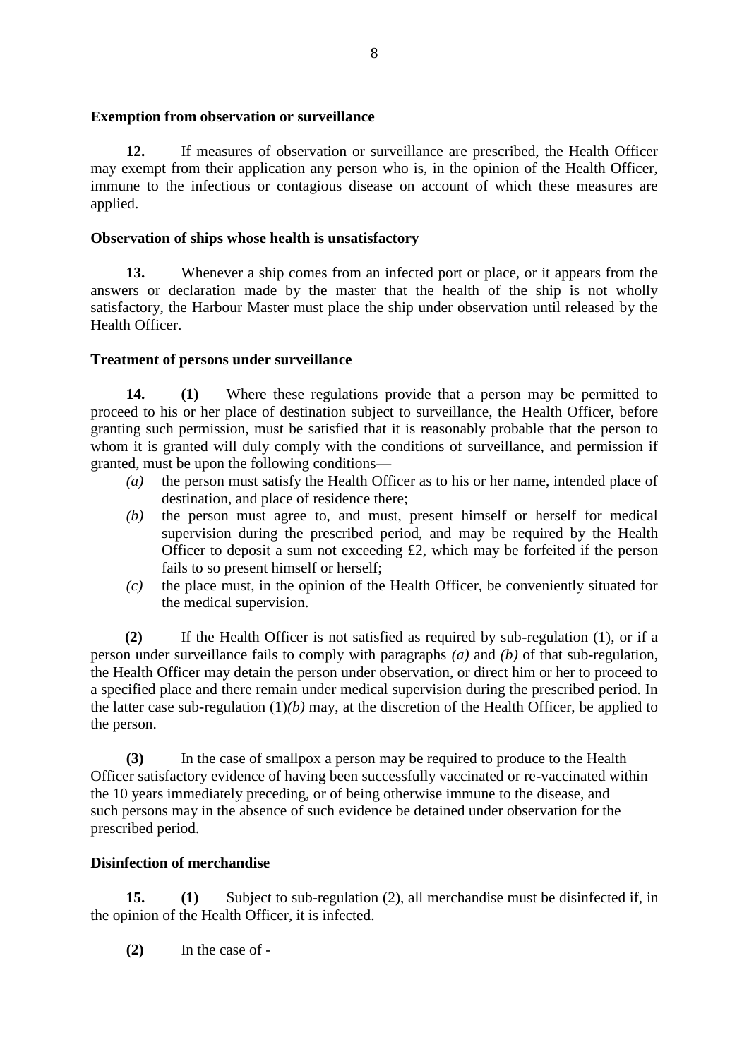**Exemption from observation or surveillance**

**12.** If measures of observation or surveillance are prescribed, the Health Officer may exempt from their application any person who is, in the opinion of the Health Officer, immune to the infectious or contagious disease on account of which these measures are applied.

**Observation of ships whose health is unsatisfactory**

**13.** Whenever a ship comes from an infected port or place, or it appears from the answers or declaration made by the master that the health of the ship is not wholly satisfactory, the Harbour Master must place the ship under observation until released by the Health Officer.

**Treatment of persons under surveillance**

**14.** **(1)** Where these regulations provide that a person may be permitted to proceed to his or her place of destination subject to surveillance, the Health Officer, before granting such permission, must be satisfied that it is reasonably probable that the person to whom it is granted will duly comply with the conditions of surveillance, and permission if granted, must be upon the following conditions—

*(a)* the person must satisfy the Health Officer as to his or her name, intended place of destination, and place of residence there;

*(b)* the person must agree to, and must, present himself or herself for medical supervision during the prescribed period, and may be required by the Health Officer to deposit a sum not exceeding £2, which may be forfeited if the person fails to so present himself or herself;

*(c)* the place must, in the opinion of the Health Officer, be conveniently situated for the medical supervision.

**(2)** If the Health Officer is not satisfied as required by sub-regulation (1), or if a person under surveillance fails to comply with paragraphs *(a)* and *(b)* of that sub-regulation, the Health Officer may detain the person under observation, or direct him or her to proceed to a specified place and there remain under medical supervision during the prescribed period. In the latter case sub-regulation (1)*(b)* may, at the discretion of the Health Officer, be applied to the person.

**(3)** In the case of smallpox a person may be required to produce to the Health Officer satisfactory evidence of having been successfully vaccinated or re-vaccinated within the 10 years immediately preceding, or of being otherwise immune to the disease, and such persons may in the absence of such evidence be detained under observation for the prescribed period.

**Disinfection of merchandise**

**15.** **(1)** Subject to sub-regulation (2), all merchandise must be disinfected if, in the opinion of the Health Officer, it is infected.

**(2)** In the case of -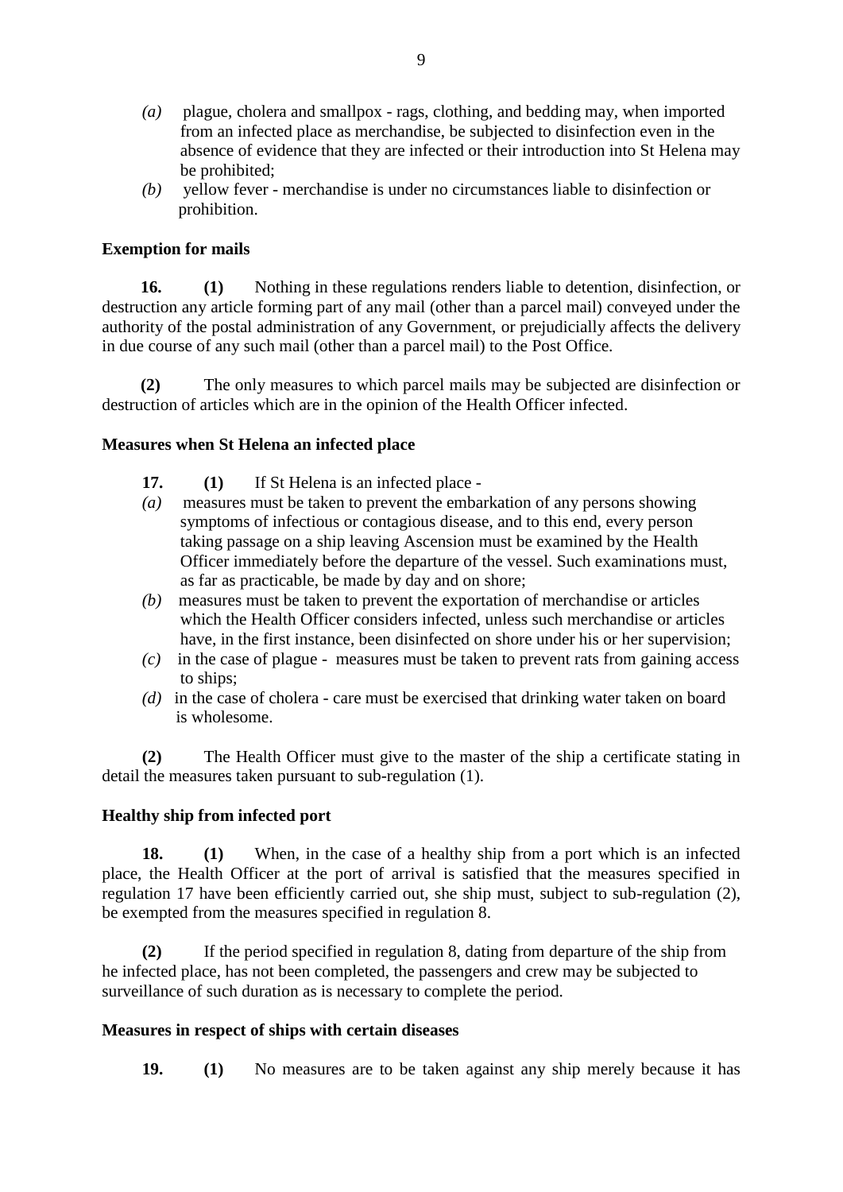*(a)* plague, cholera and smallpox - rags, clothing, and bedding may, when imported from an infected place as merchandise, be subjected to disinfection even in the absence of evidence that they are infected or their introduction into St Helena may be prohibited;

*(b)* yellow fever - merchandise is under no circumstances liable to disinfection or prohibition.

**Exemption for mails**

**16.** **(1)** Nothing in these regulations renders liable to detention, disinfection, or destruction any article forming part of any mail (other than a parcel mail) conveyed under the authority of the postal administration of any Government, or prejudicially affects the delivery in due course of any such mail (other than a parcel mail) to the Post Office.

**(2)** The only measures to which parcel mails may be subjected are disinfection or destruction of articles which are in the opinion of the Health Officer infected.

**Measures when St Helena an infected place**

**17.** **(1)** If St Helena is an infected place -

*(a)* measures must be taken to prevent the embarkation of any persons showing symptoms of infectious or contagious disease, and to this end, every person taking passage on a ship leaving Ascension must be examined by the Health Officer immediately before the departure of the vessel. Such examinations must, as far as practicable, be made by day and on shore;

*(b)* measures must be taken to prevent the exportation of merchandise or articles which the Health Officer considers infected, unless such merchandise or articles have, in the first instance, been disinfected on shore under his or her supervision;

*(c)* in the case of plague - measures must be taken to prevent rats from gaining access to ships;

*(d)* in the case of cholera - care must be exercised that drinking water taken on board is wholesome.

**(2)** The Health Officer must give to the master of the ship a certificate stating in detail the measures taken pursuant to sub-regulation (1).

**Healthy ship from infected port**

**18.** **(1)** When, in the case of a healthy ship from a port which is an infected place, the Health Officer at the port of arrival is satisfied that the measures specified in regulation 17 have been efficiently carried out, she ship must, subject to sub-regulation (2), be exempted from the measures specified in regulation 8.

**(2)** If the period specified in regulation 8, dating from departure of the ship from he infected place, has not been completed, the passengers and crew may be subjected to surveillance of such duration as is necessary to complete the period.

**Measures in respect of ships with certain diseases**

**19.** **(1)** No measures are to be taken against any ship merely because it has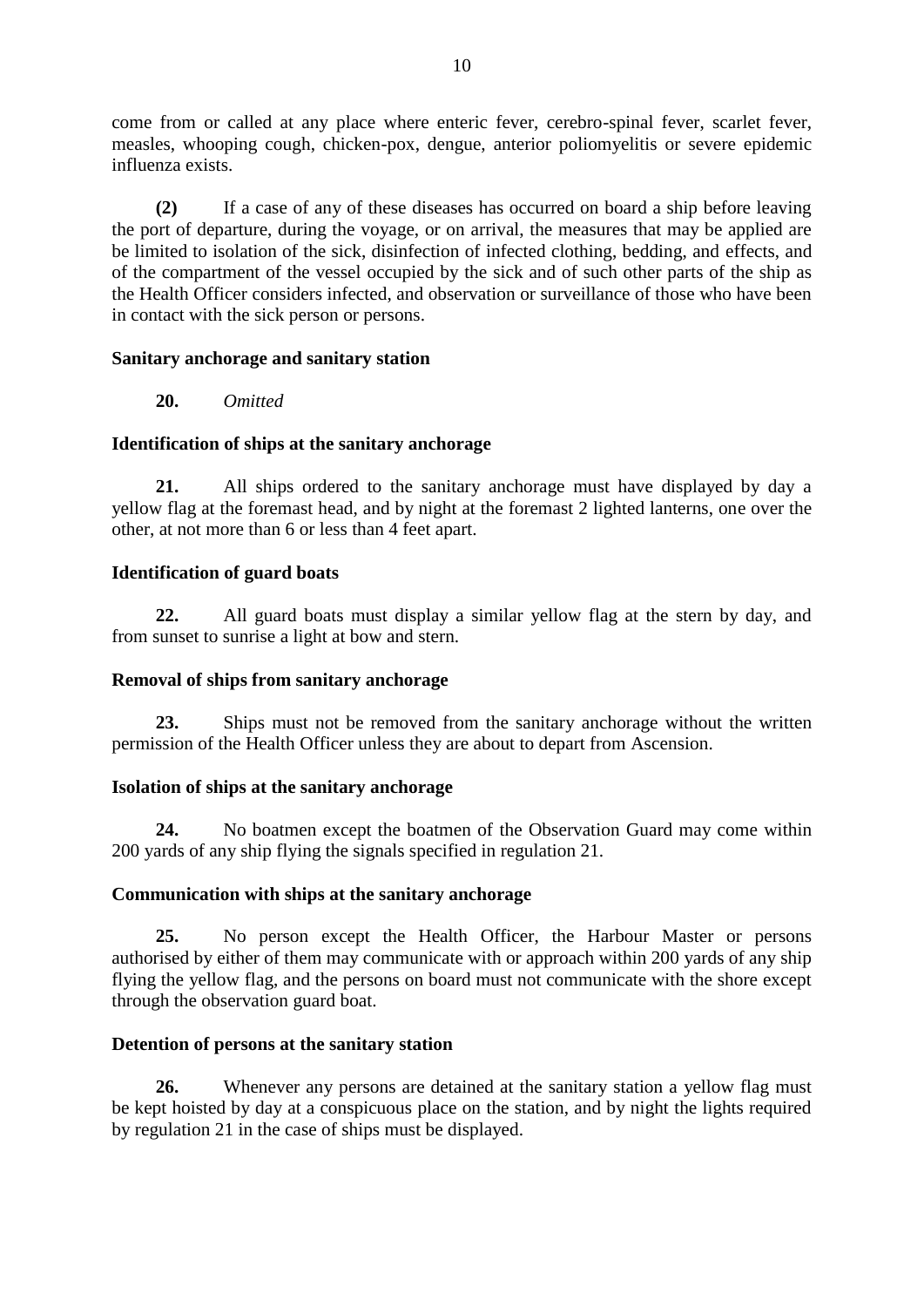come from or called at any place where enteric fever, cerebro-spinal fever, scarlet fever, measles, whooping cough, chicken-pox, dengue, anterior poliomyelitis or severe epidemic influenza exists.

**(2)** If a case of any of these diseases has occurred on board a ship before leaving the port of departure, during the voyage, or on arrival, the measures that may be applied are be limited to isolation of the sick, disinfection of infected clothing, bedding, and effects, and of the compartment of the vessel occupied by the sick and of such other parts of the ship as the Health Officer considers infected, and observation or surveillance of those who have been in contact with the sick person or persons.

**Sanitary anchorage and sanitary station**

**20.** *Omitted*

**Identification of ships at the sanitary anchorage**

**21.** All ships ordered to the sanitary anchorage must have displayed by day a yellow flag at the foremast head, and by night at the foremast 2 lighted lanterns, one over the other, at not more than 6 or less than 4 feet apart.

**Identification of guard boats**

**22.** All guard boats must display a similar yellow flag at the stern by day, and from sunset to sunrise a light at bow and stern.

**Removal of ships from sanitary anchorage**

**23.** Ships must not be removed from the sanitary anchorage without the written permission of the Health Officer unless they are about to depart from Ascension.

**Isolation of ships at the sanitary anchorage**

**24.** No boatmen except the boatmen of the Observation Guard may come within 200 yards of any ship flying the signals specified in regulation 21.

**Communication with ships at the sanitary anchorage**

**25.** No person except the Health Officer, the Harbour Master or persons authorised by either of them may communicate with or approach within 200 yards of any ship flying the yellow flag, and the persons on board must not communicate with the shore except through the observation guard boat.

**Detention of persons at the sanitary station**

**26.** Whenever any persons are detained at the sanitary station a yellow flag must be kept hoisted by day at a conspicuous place on the station, and by night the lights required by regulation 21 in the case of ships must be displayed.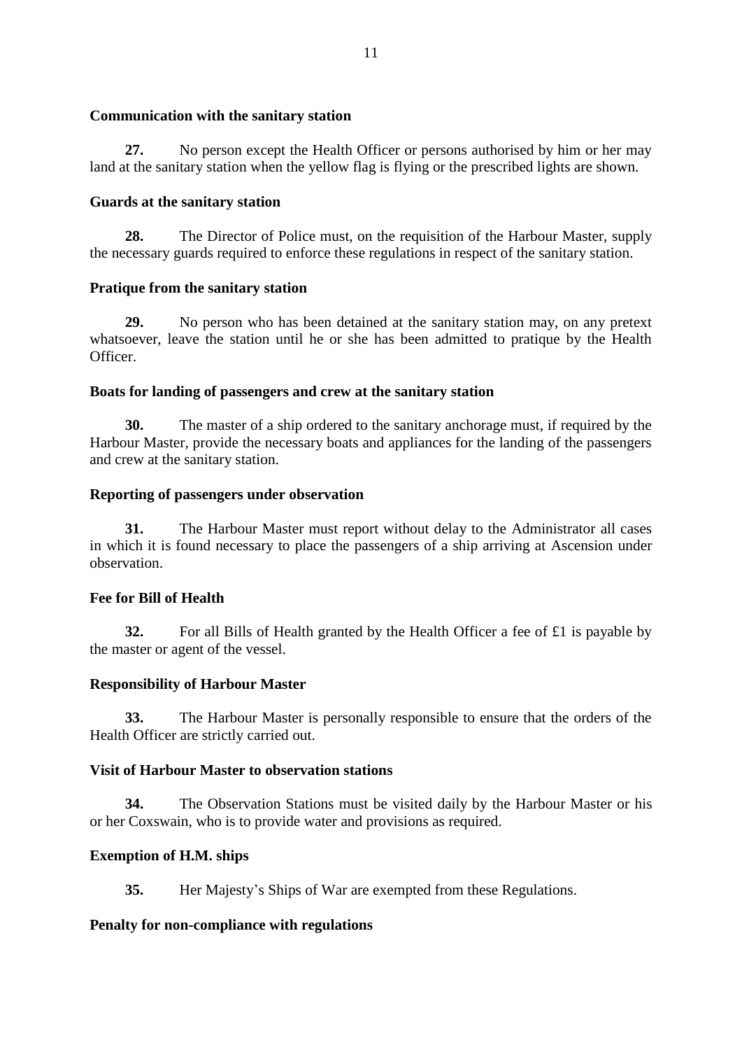**Communication with the sanitary station**

**27.** No person except the Health Officer or persons authorised by him or her may land at the sanitary station when the yellow flag is flying or the prescribed lights are shown.

**Guards at the sanitary station**

**28.** The Director of Police must, on the requisition of the Harbour Master, supply the necessary guards required to enforce these regulations in respect of the sanitary station.

**Pratique from the sanitary station**

**29.** No person who has been detained at the sanitary station may, on any pretext whatsoever, leave the station until he or she has been admitted to pratique by the Health Officer.

**Boats for landing of passengers and crew at the sanitary station**

**30.** The master of a ship ordered to the sanitary anchorage must, if required by the Harbour Master, provide the necessary boats and appliances for the landing of the passengers and crew at the sanitary station.

**Reporting of passengers under observation**

**31.** The Harbour Master must report without delay to the Administrator all cases in which it is found necessary to place the passengers of a ship arriving at Ascension under observation.

**Fee for Bill of Health**

**32.** For all Bills of Health granted by the Health Officer a fee of £1 is payable by the master or agent of the vessel.

**Responsibility of Harbour Master**

**33.** The Harbour Master is personally responsible to ensure that the orders of the Health Officer are strictly carried out.

**Visit of Harbour Master to observation stations**

**34.** The Observation Stations must be visited daily by the Harbour Master or his or her Coxswain, who is to provide water and provisions as required.

**Exemption of H.M. ships**

**35.** Her Majesty's Ships of War are exempted from these Regulations.

**Penalty for non-compliance with regulations**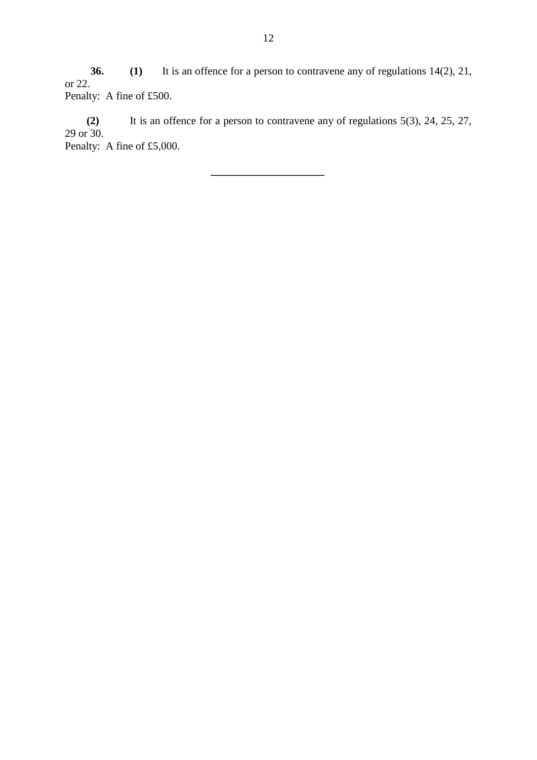**36.** **(1)** It is an offence for a person to contravene any of regulations 14(2), 21, or 22.
Penalty: A fine of £500.

**(2)** It is an offence for a person to contravene any of regulations 5(3), 24, 25, 27, 29 or 30.
Penalty: A fine of £5,000.

---